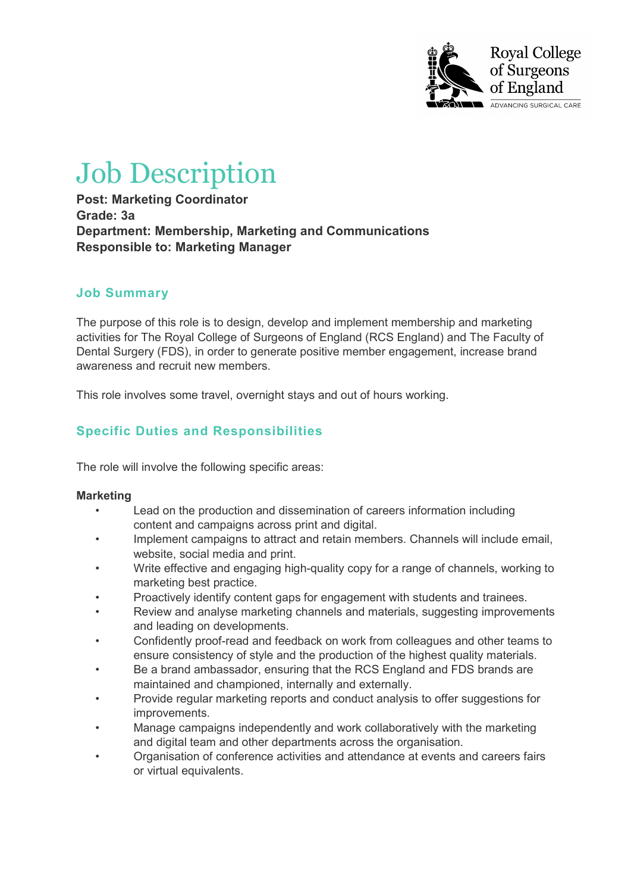Royal College of Surgeons of England

ADVANCING SURGICAL CARE

# Job Description

**Post: Marketing Coordinator**
**Grade: 3a**
**Department: Membership, Marketing and Communications**
**Responsible to: Marketing Manager**

## Job Summary

The purpose of this role is to design, develop and implement membership and marketing activities for The Royal College of Surgeons of England (RCS England) and The Faculty of Dental Surgery (FDS), in order to generate positive member engagement, increase brand awareness and recruit new members.

This role involves some travel, overnight stays and out of hours working.

## Specific Duties and Responsibilities

The role will involve the following specific areas:

**Marketing**

- Lead on the production and dissemination of careers information including content and campaigns across print and digital.
- Implement campaigns to attract and retain members. Channels will include email, website, social media and print.
- Write effective and engaging high-quality copy for a range of channels, working to marketing best practice.
- Proactively identify content gaps for engagement with students and trainees.
- Review and analyse marketing channels and materials, suggesting improvements and leading on developments.
- Confidently proof-read and feedback on work from colleagues and other teams to ensure consistency of style and the production of the highest quality materials.
- Be a brand ambassador, ensuring that the RCS England and FDS brands are maintained and championed, internally and externally.
- Provide regular marketing reports and conduct analysis to offer suggestions for improvements.
- Manage campaigns independently and work collaboratively with the marketing and digital team and other departments across the organisation.
- Organisation of conference activities and attendance at events and careers fairs or virtual equivalents.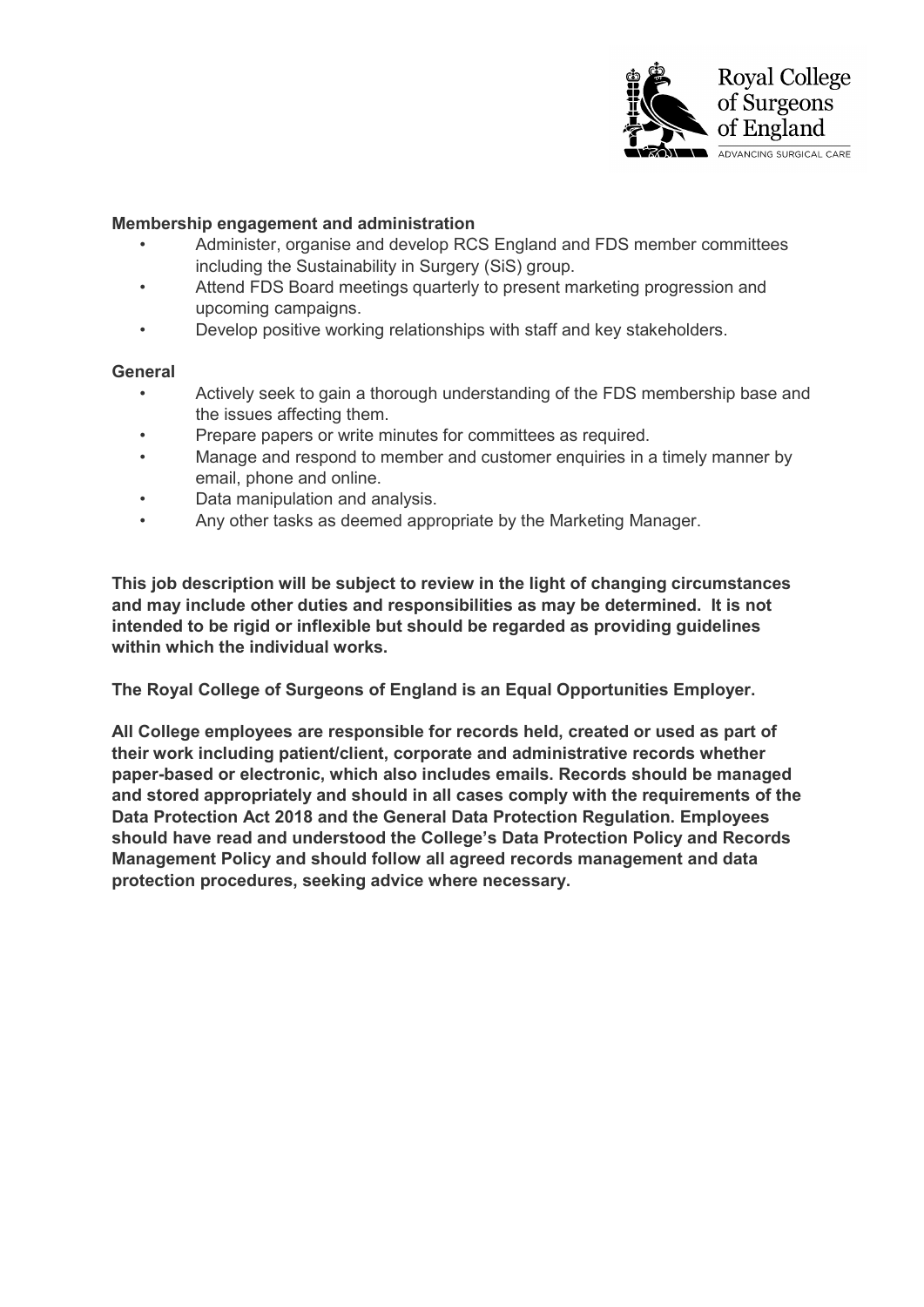**Membership engagement and administration**

- Administer, organise and develop RCS England and FDS member committees including the Sustainability in Surgery (SiS) group.
- Attend FDS Board meetings quarterly to present marketing progression and upcoming campaigns.
- Develop positive working relationships with staff and key stakeholders.

**General**

- Actively seek to gain a thorough understanding of the FDS membership base and the issues affecting them.
- Prepare papers or write minutes for committees as required.
- Manage and respond to member and customer enquiries in a timely manner by email, phone and online.
- Data manipulation and analysis.
- Any other tasks as deemed appropriate by the Marketing Manager.

**This job description will be subject to review in the light of changing circumstances and may include other duties and responsibilities as may be determined. It is not intended to be rigid or inflexible but should be regarded as providing guidelines within which the individual works.**

**The Royal College of Surgeons of England is an Equal Opportunities Employer.**

**All College employees are responsible for records held, created or used as part of their work including patient/client, corporate and administrative records whether paper-based or electronic, which also includes emails. Records should be managed and stored appropriately and should in all cases comply with the requirements of the Data Protection Act 2018 and the General Data Protection Regulation. Employees should have read and understood the College's Data Protection Policy and Records Management Policy and should follow all agreed records management and data protection procedures, seeking advice where necessary.**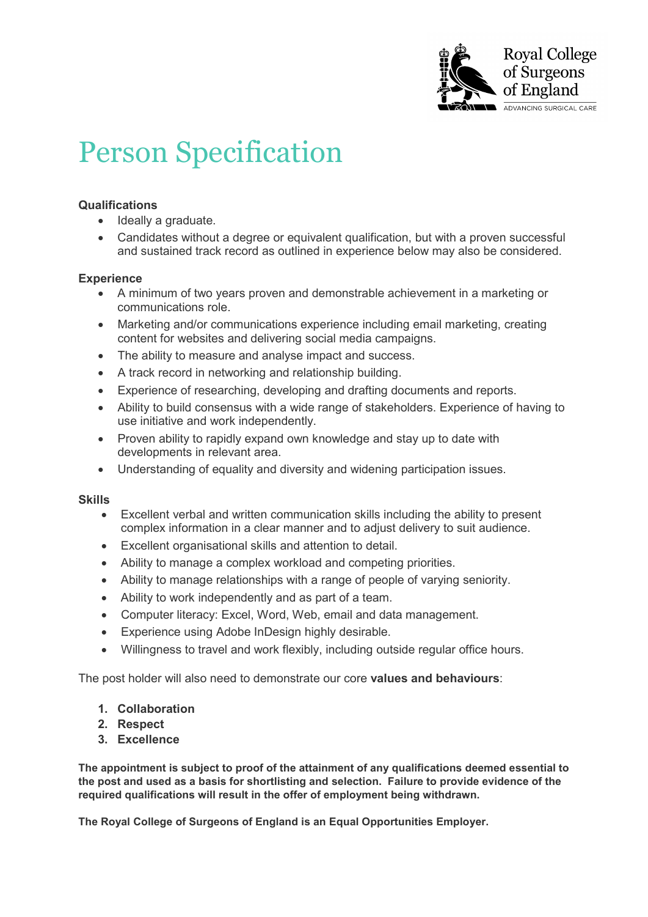# Person Specification

**Qualifications**

- Ideally a graduate.
- Candidates without a degree or equivalent qualification, but with a proven successful and sustained track record as outlined in experience below may also be considered.

**Experience**

- A minimum of two years proven and demonstrable achievement in a marketing or communications role.
- Marketing and/or communications experience including email marketing, creating content for websites and delivering social media campaigns.
- The ability to measure and analyse impact and success.
- A track record in networking and relationship building.
- Experience of researching, developing and drafting documents and reports.
- Ability to build consensus with a wide range of stakeholders. Experience of having to use initiative and work independently.
- Proven ability to rapidly expand own knowledge and stay up to date with developments in relevant area.
- Understanding of equality and diversity and widening participation issues.

**Skills**

- Excellent verbal and written communication skills including the ability to present complex information in a clear manner and to adjust delivery to suit audience.
- Excellent organisational skills and attention to detail.
- Ability to manage a complex workload and competing priorities.
- Ability to manage relationships with a range of people of varying seniority.
- Ability to work independently and as part of a team.
- Computer literacy: Excel, Word, Web, email and data management.
- Experience using Adobe InDesign highly desirable.
- Willingness to travel and work flexibly, including outside regular office hours.

The post holder will also need to demonstrate our core **values and behaviours**:

1. **Collaboration**
2. **Respect**
3. **Excellence**

**The appointment is subject to proof of the attainment of any qualifications deemed essential to the post and used as a basis for shortlisting and selection. Failure to provide evidence of the required qualifications will result in the offer of employment being withdrawn.**

**The Royal College of Surgeons of England is an Equal Opportunities Employer.**